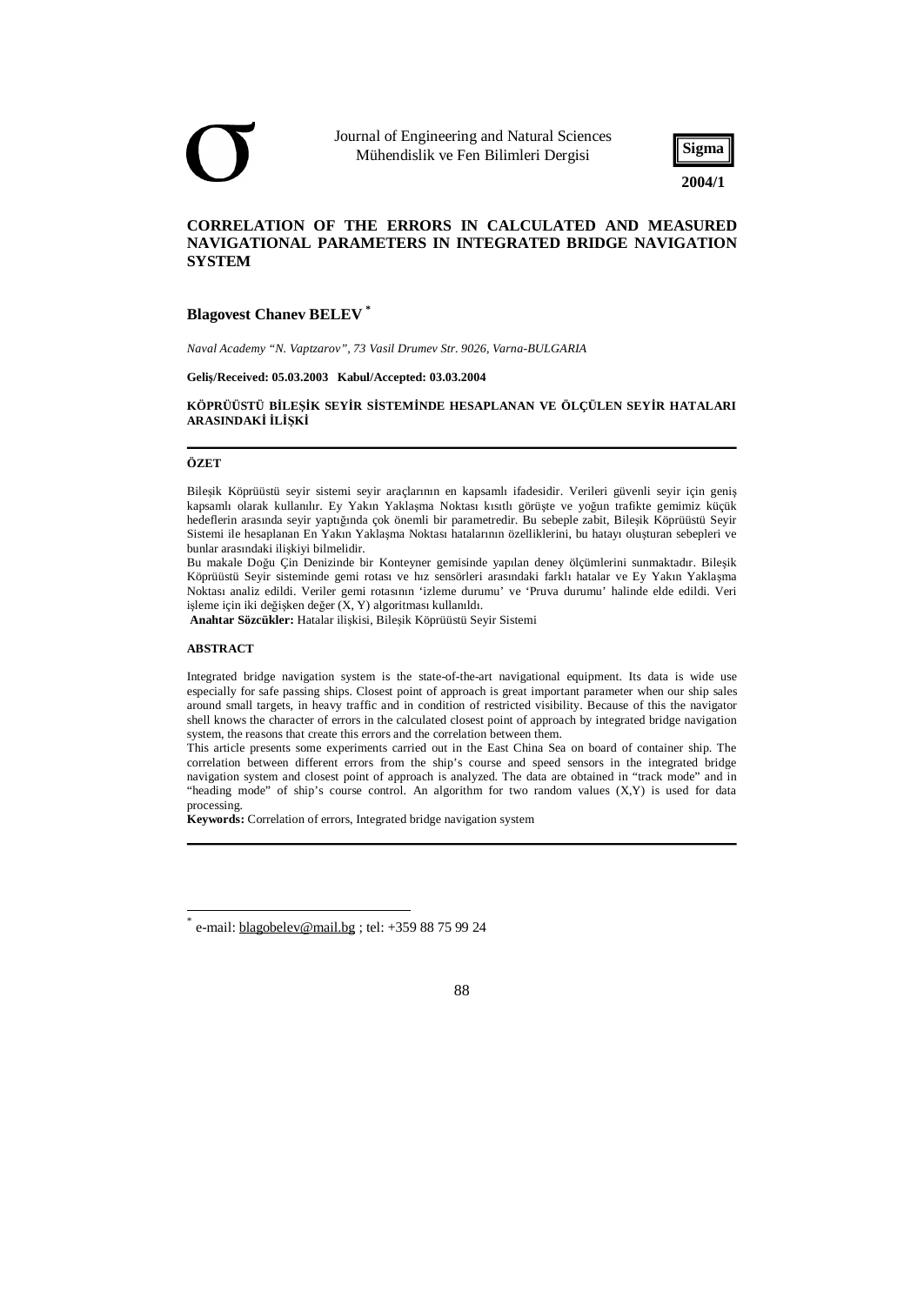# CORRELATION OF THE ERRORS IN CALCULATED AND MEASURED NAVIGATIONAL PARAMETERS IN INTEGRATED BRIDGE NAVIGATION SYSTEM

**Blagovest Chanev BELEV** [*]

*Naval Academy "N. Vaptzarov", 73 Vasil Drumev Str. 9026, Varna-BULGARIA*

**Geliş/Received: 05.03.2003 Kabul/Accepted: 03.03.2004**

**KÖPRÜÜSTÜ BİLEŞİK SEYİR SİSTEMİNDE HESAPLANAN VE ÖLÇÜLEN SEYİR HATALARI ARASINDAKİ İLİŞKİ**

---

**ÖZET**

Bileşik Köprüüstü seyir sistemi seyir araçlarının en kapsamlı ifadesidir. Verileri güvenli seyir için geniş kapsamlı olarak kullanılır. Ey Yakın Yaklaşma Noktası kısıtlı görüşte ve yoğun trafikte gemimiz küçük hedeflerin arasında seyir yaptığında çok önemli bir parametredir. Bu sebeple zabit, Bileşik Köprüüstü Seyir Sistemi ile hesaplanan En Yakın Yaklaşma Noktası hatalarının özelliklerini, bu hatayı oluşturan sebepleri ve bunlar arasındaki ilişkiyi bilmelidir.

Bu makale Doğu Çin Denizinde bir Konteyner gemisinde yapılan deney ölçümlerini sunmaktadır. Bileşik Köprüüstü Seyir sisteminde gemi rotası ve hız sensörleri arasındaki farklı hatalar ve Ey Yakın Yaklaşma Noktası analiz edildi. Veriler gemi rotasının 'izleme durumu' ve 'Pruva durumu' halinde elde edildi. Veri işleme için iki değişken değer (X, Y) algoritması kullanıldı.

**Anahtar Sözcükler:** Hatalar ilişkisi, Bileşik Köprüüstü Seyir Sistemi

**ABSTRACT**

Integrated bridge navigation system is the state-of-the-art navigational equipment. Its data is wide use especially for safe passing ships. Closest point of approach is great important parameter when our ship sales around small targets, in heavy traffic and in condition of restricted visibility. Because of this the navigator shell knows the character of errors in the calculated closest point of approach by integrated bridge navigation system, the reasons that create this errors and the correlation between them.

This article presents some experiments carried out in the East China Sea on board of container ship. The correlation between different errors from the ship's course and speed sensors in the integrated bridge navigation system and closest point of approach is analyzed. The data are obtained in "track mode" and in "heading mode" of ship's course control. An algorithm for two random values (X,Y) is used for data processing.

**Keywords:** Correlation of errors, Integrated bridge navigation system

---

[*] e-mail: blagobelev@mail.bg ; tel: +359 88 75 99 24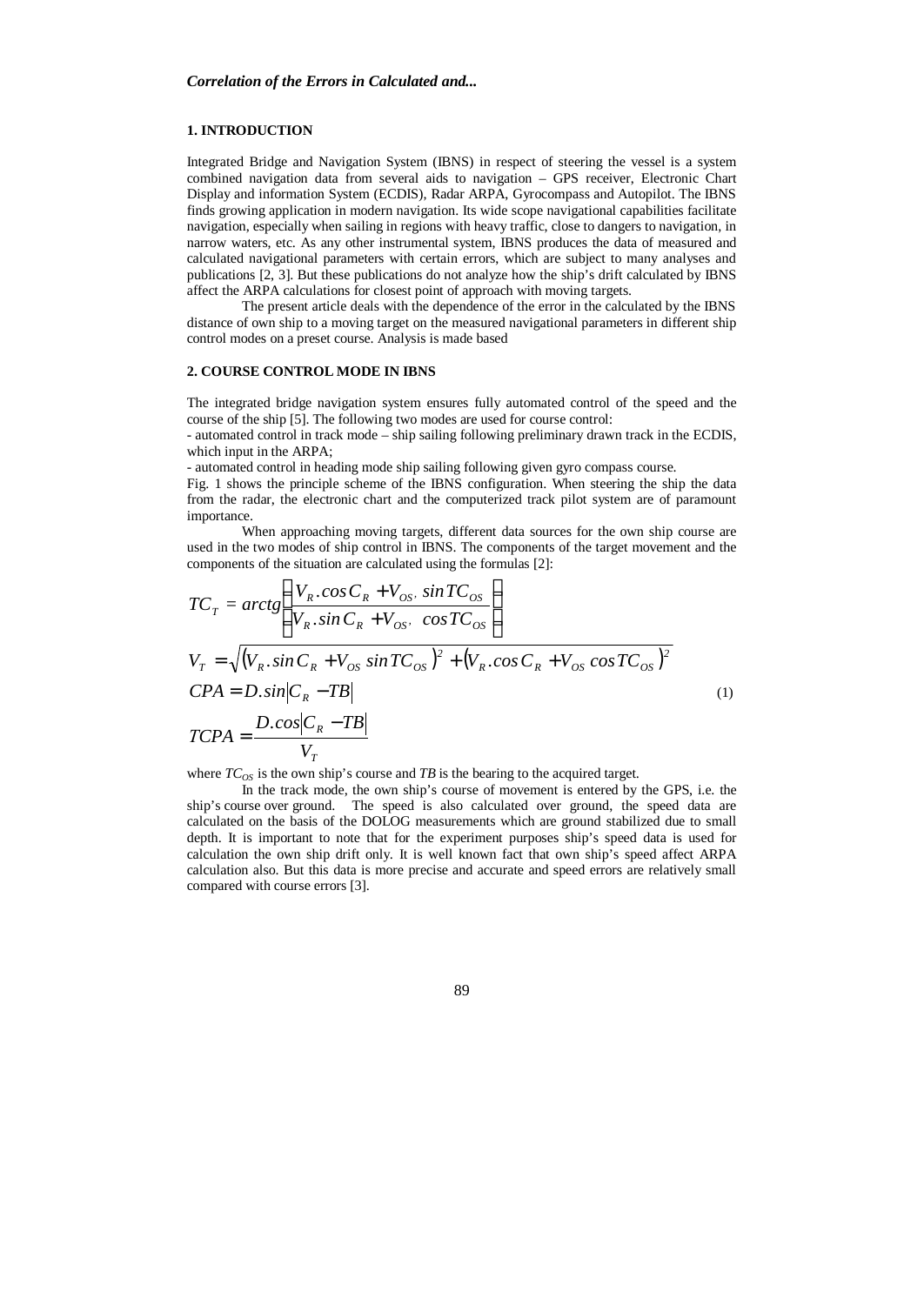## 1. INTRODUCTION

Integrated Bridge and Navigation System (IBNS) in respect of steering the vessel is a system combined navigation data from several aids to navigation – GPS receiver, Electronic Chart Display and information System (ECDIS), Radar ARPA, Gyrocompass and Autopilot. The IBNS finds growing application in modern navigation. Its wide scope navigational capabilities facilitate navigation, especially when sailing in regions with heavy traffic, close to dangers to navigation, in narrow waters, etc. As any other instrumental system, IBNS produces the data of measured and calculated navigational parameters with certain errors, which are subject to many analyses and publications [2, 3]. But these publications do not analyze how the ship's drift calculated by IBNS affect the ARPA calculations for closest point of approach with moving targets.

The present article deals with the dependence of the error in the calculated by the IBNS distance of own ship to a moving target on the measured navigational parameters in different ship control modes on a preset course. Analysis is made based

## 2. COURSE CONTROL MODE IN IBNS

The integrated bridge navigation system ensures fully automated control of the speed and the course of the ship [5]. The following two modes are used for course control:

- automated control in track mode – ship sailing following preliminary drawn track in the ECDIS, which input in the ARPA;
- automated control in heading mode ship sailing following given gyro compass course.

Fig. 1 shows the principle scheme of the IBNS configuration. When steering the ship the data from the radar, the electronic chart and the computerized track pilot system are of paramount importance.

When approaching moving targets, different data sources for the own ship course are used in the two modes of ship control in IBNS. The components of the target movement and the components of the situation are calculated using the formulas [2]:

$$
\begin{aligned}
TC_T &= arctg\left(\frac{V_R.\cos C_R + V_{OS}.\sin TC_{OS}}{V_R.\sin C_R + V_{OS}.\cos TC_{OS}}\right) \\
V_T &= \sqrt{\left(V_R.\sin C_R + V_{OS}\sin TC_{OS}\right)^2 + \left(V_R.\cos C_R + V_{OS}\cos TC_{OS}\right)^2} \\
CPA &= D.\sin\left|C_R - TB\right| \\
TCPA &= \frac{D.\cos\left|C_R - TB\right|}{V_T}
\end{aligned}
\qquad (1)
$$

where $TC_{OS}$ is the own ship's course and $TB$ is the bearing to the acquired target.

In the track mode, the own ship's course of movement is entered by the GPS, i.e. the ship's course over ground. The speed is also calculated over ground, the speed data are calculated on the basis of the DOLOG measurements which are ground stabilized due to small depth. It is important to note that for the experiment purposes ship's speed data is used for calculation the own ship drift only. It is well known fact that own ship's speed affect ARPA calculation also. But this data is more precise and accurate and speed errors are relatively small compared with course errors [3].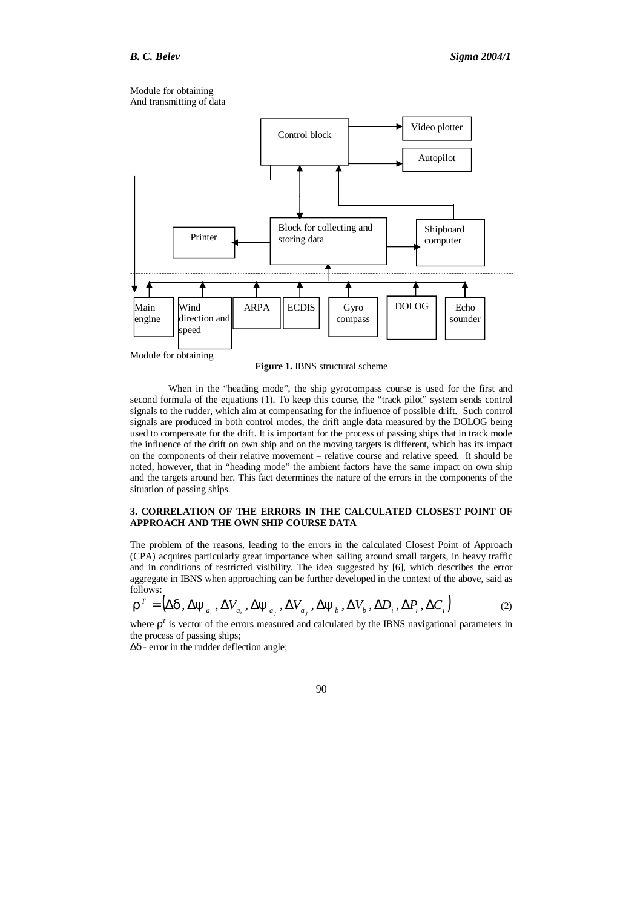Module for obtaining
And transmitting of data

Control block

Video plotter

Autopilot

Printer

Block for collecting and storing data

Shipboard computer

Main engine

Wind direction and speed

ARPA

ECDIS

Gyro compass

DOLOG

Echo sounder

Module for obtaining

**Figure 1.** IBNS structural scheme

When in the "heading mode", the ship gyrocompass course is used for the first and second formula of the equations (1). To keep this course, the "track pilot" system sends control signals to the rudder, which aim at compensating for the influence of possible drift. Such control signals are produced in both control modes, the drift angle data measured by the DOLOG being used to compensate for the drift. It is important for the process of passing ships that in track mode the influence of the drift on own ship and on the moving targets is different, which has its impact on the components of their relative movement – relative course and relative speed. It should be noted, however, that in "heading mode" the ambient factors have the same impact on own ship and the targets around her. This fact determines the nature of the errors in the components of the situation of passing ships.

### 3. CORRELATION OF THE ERRORS IN THE CALCULATED CLOSEST POINT OF APPROACH AND THE OWN SHIP COURSE DATA

The problem of the reasons, leading to the errors in the calculated Closest Point of Approach (CPA) acquires particularly great importance when sailing around small targets, in heavy traffic and in conditions of restricted visibility. The idea suggested by [6], which describes the error aggregate in IBNS when approaching can be further developed in the context of the above, said as follows:

$$\rho^T = \left(\Delta\delta, \Delta\psi_{a_i}, \Delta V_{a_i}, \Delta\psi_{a_j}, \Delta V_{a_j}, \Delta\psi_b, \Delta V_b, \Delta D_i, \Delta P_i, \Delta C_i\right) \tag{2}$$

where $\rho^T$ is vector of the errors measured and calculated by the IBNS navigational parameters in the process of passing ships;

$\Delta\delta$ - error in the rudder deflection angle;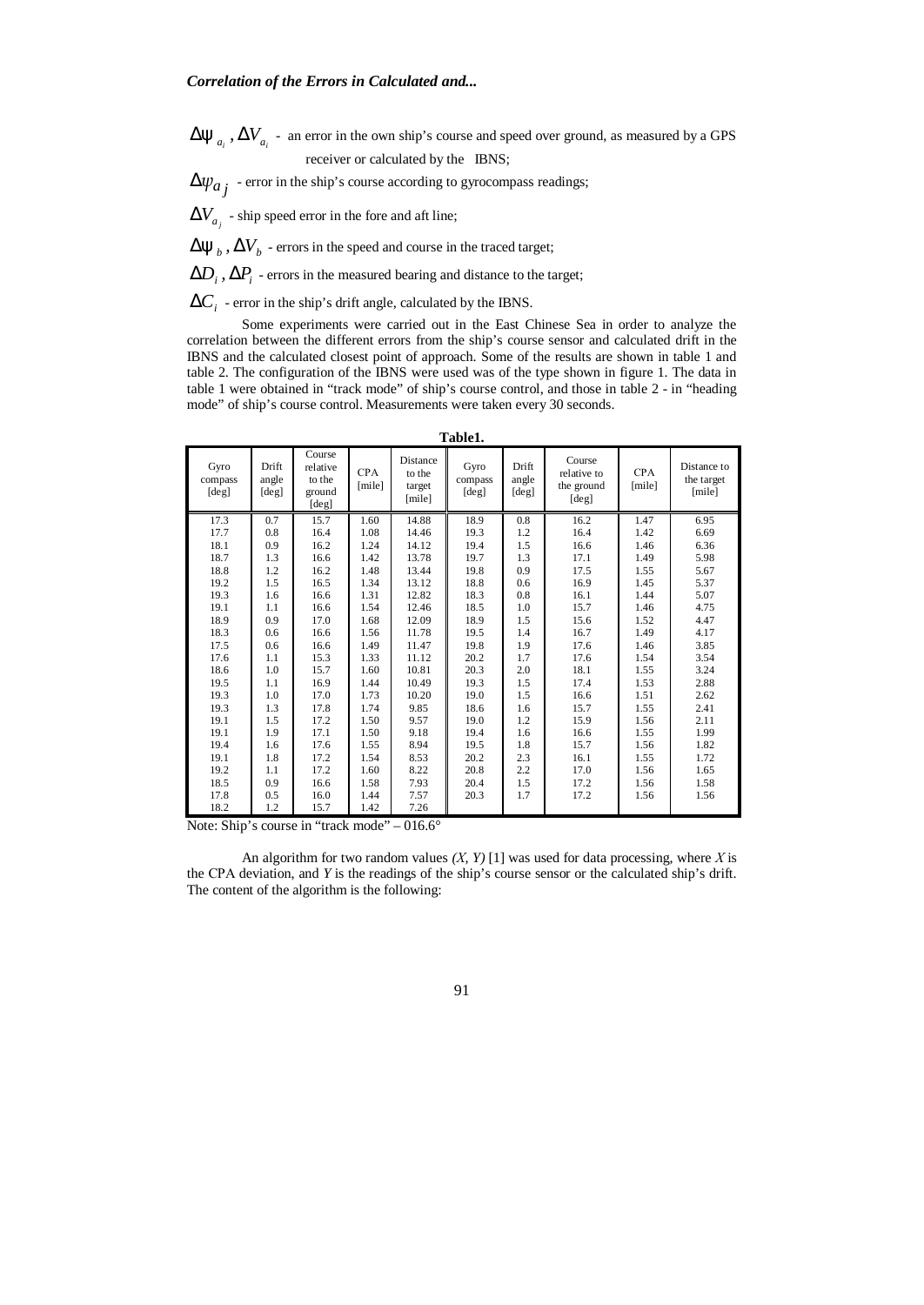$\Delta\psi_{a_i}, \Delta V_{a_i}$ - an error in the own ship's course and speed over ground, as measured by a GPS receiver or calculated by the IBNS;

$\Delta\psi_{a_j}$ - error in the ship's course according to gyrocompass readings;

$\Delta V_{a_j}$ - ship speed error in the fore and aft line;

$\Delta\psi_b, \Delta V_b$ - errors in the speed and course in the traced target;

$\Delta D_i, \Delta P_i$ - errors in the measured bearing and distance to the target;

$\Delta C_i$ - error in the ship's drift angle, calculated by the IBNS.

Some experiments were carried out in the East Chinese Sea in order to analyze the correlation between the different errors from the ship's course sensor and calculated drift in the IBNS and the calculated closest point of approach. Some of the results are shown in table 1 and table 2. The configuration of the IBNS were used was of the type shown in figure 1. The data in table 1 were obtained in "track mode" of ship's course control, and those in table 2 - in "heading mode" of ship's course control. Measurements were taken every 30 seconds.

**Table1.**

| Gyro compass [deg] | Drift angle [deg] | Course relative to the ground [deg] | CPA [mile] | Distance to the target [mile] | Gyro compass [deg] | Drift angle [deg] | Course relative to the ground [deg] | CPA [mile] | Distance to the target [mile] |
|---|---|---|---|---|---|---|---|---|---|
| 17.3 | 0.7 | 15.7 | 1.60 | 14.88 | 18.9 | 0.8 | 16.2 | 1.47 | 6.95 |
| 17.7 | 0.8 | 16.4 | 1.08 | 14.46 | 19.3 | 1.2 | 16.4 | 1.42 | 6.69 |
| 18.1 | 0.9 | 16.2 | 1.24 | 14.12 | 19.4 | 1.5 | 16.6 | 1.46 | 6.36 |
| 18.7 | 1.3 | 16.6 | 1.42 | 13.78 | 19.7 | 1.3 | 17.1 | 1.49 | 5.98 |
| 18.8 | 1.2 | 16.2 | 1.48 | 13.44 | 19.8 | 0.9 | 17.5 | 1.55 | 5.67 |
| 19.2 | 1.5 | 16.5 | 1.34 | 13.12 | 18.8 | 0.6 | 16.9 | 1.45 | 5.37 |
| 19.3 | 1.6 | 16.6 | 1.31 | 12.82 | 18.3 | 0.8 | 16.1 | 1.44 | 5.07 |
| 19.1 | 1.1 | 16.6 | 1.54 | 12.46 | 18.5 | 1.0 | 15.7 | 1.46 | 4.75 |
| 18.9 | 0.9 | 17.0 | 1.68 | 12.09 | 18.9 | 1.5 | 15.6 | 1.52 | 4.47 |
| 18.3 | 0.6 | 16.6 | 1.56 | 11.78 | 19.5 | 1.4 | 16.7 | 1.49 | 4.17 |
| 17.5 | 0.6 | 16.6 | 1.49 | 11.47 | 19.8 | 1.9 | 17.6 | 1.46 | 3.85 |
| 17.6 | 1.1 | 15.3 | 1.33 | 11.12 | 20.2 | 1.7 | 17.6 | 1.54 | 3.54 |
| 18.6 | 1.0 | 15.7 | 1.60 | 10.81 | 20.3 | 2.0 | 18.1 | 1.55 | 3.24 |
| 19.5 | 1.1 | 16.9 | 1.44 | 10.49 | 19.3 | 1.5 | 17.4 | 1.53 | 2.88 |
| 19.3 | 1.0 | 17.0 | 1.73 | 10.20 | 19.0 | 1.5 | 16.6 | 1.51 | 2.62 |
| 19.3 | 1.3 | 17.8 | 1.74 | 9.85 | 18.6 | 1.6 | 15.7 | 1.55 | 2.41 |
| 19.1 | 1.5 | 17.2 | 1.50 | 9.57 | 19.0 | 1.2 | 15.9 | 1.56 | 2.11 |
| 19.1 | 1.9 | 17.1 | 1.50 | 9.18 | 19.4 | 1.6 | 16.6 | 1.55 | 1.99 |
| 19.4 | 1.6 | 17.6 | 1.55 | 8.94 | 19.5 | 1.8 | 15.7 | 1.56 | 1.82 |
| 19.1 | 1.8 | 17.2 | 1.54 | 8.53 | 20.2 | 2.3 | 16.1 | 1.55 | 1.72 |
| 19.2 | 1.1 | 17.2 | 1.60 | 8.22 | 20.8 | 2.2 | 17.0 | 1.56 | 1.65 |
| 18.5 | 0.9 | 16.6 | 1.58 | 7.93 | 20.4 | 1.5 | 17.2 | 1.56 | 1.58 |
| 17.8 | 0.5 | 16.0 | 1.44 | 7.57 | 20.3 | 1.7 | 17.2 | 1.56 | 1.56 |
| 18.2 | 1.2 | 15.7 | 1.42 | 7.26 | | | | | |

Note: Ship's course in "track mode" – 016.6°

An algorithm for two random values *(X, Y)* [1] was used for data processing, where *X* is the CPA deviation, and *Y* is the readings of the ship's course sensor or the calculated ship's drift. The content of the algorithm is the following: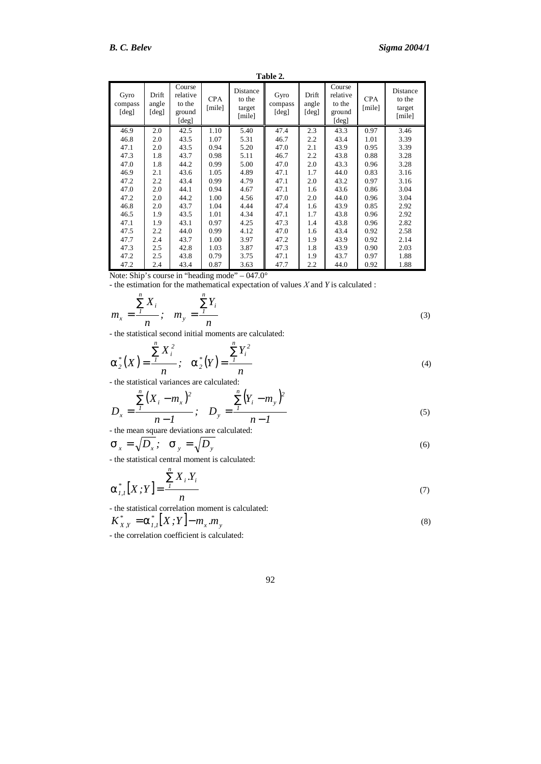**Table 2.**

| Gyro compass [deg] | Drift angle [deg] | Course relative to the ground [deg] | CPA [mile] | Distance to the target [mile] | Gyro compass [deg] | Drift angle [deg] | Course relative to the ground [deg] | CPA [mile] | Distance to the target [mile] |
|---|---|---|---|---|---|---|---|---|---|
| 46.9 | 2.0 | 42.5 | 1.10 | 5.40 | 47.4 | 2.3 | 43.3 | 0.97 | 3.46 |
| 46.8 | 2.0 | 43.5 | 1.07 | 5.31 | 46.7 | 2.2 | 43.4 | 1.01 | 3.39 |
| 47.1 | 2.0 | 43.5 | 0.94 | 5.20 | 47.0 | 2.1 | 43.9 | 0.95 | 3.39 |
| 47.3 | 1.8 | 43.7 | 0.98 | 5.11 | 46.7 | 2.2 | 43.8 | 0.88 | 3.28 |
| 47.0 | 1.8 | 44.2 | 0.99 | 5.00 | 47.0 | 2.0 | 43.3 | 0.96 | 3.28 |
| 46.9 | 2.1 | 43.6 | 1.05 | 4.89 | 47.1 | 1.7 | 44.0 | 0.83 | 3.16 |
| 47.2 | 2.2 | 43.4 | 0.99 | 4.79 | 47.1 | 2.0 | 43.2 | 0.97 | 3.16 |
| 47.0 | 2.0 | 44.1 | 0.94 | 4.67 | 47.1 | 1.6 | 43.6 | 0.86 | 3.04 |
| 47.2 | 2.0 | 44.2 | 1.00 | 4.56 | 47.0 | 2.0 | 44.0 | 0.96 | 3.04 |
| 46.8 | 2.0 | 43.7 | 1.04 | 4.44 | 47.4 | 1.6 | 43.9 | 0.85 | 2.92 |
| 46.5 | 1.9 | 43.5 | 1.01 | 4.34 | 47.1 | 1.7 | 43.8 | 0.96 | 2.92 |
| 47.1 | 1.9 | 43.1 | 0.97 | 4.25 | 47.3 | 1.4 | 43.8 | 0.96 | 2.82 |
| 47.5 | 2.2 | 44.0 | 0.99 | 4.12 | 47.0 | 1.6 | 43.4 | 0.92 | 2.58 |
| 47.7 | 2.4 | 43.7 | 1.00 | 3.97 | 47.2 | 1.9 | 43.9 | 0.92 | 2.14 |
| 47.3 | 2.5 | 42.8 | 1.03 | 3.87 | 47.3 | 1.8 | 43.9 | 0.90 | 2.03 |
| 47.2 | 2.5 | 43.8 | 0.79 | 3.75 | 47.1 | 1.9 | 43.7 | 0.97 | 1.88 |
| 47.2 | 2.4 | 43.4 | 0.87 | 3.63 | 47.7 | 2.2 | 44.0 | 0.92 | 1.88 |

Note: Ship's course in "heading mode" – 047.0°

- the estimation for the mathematical expectation of values *X* and *Y* is calculated :

$$m_x = \frac{\sum_1^n X_i}{n}; \quad m_y = \frac{\sum_1^n Y_i}{n} \tag{3}$$

- the statistical second initial moments are calculated:

$$\alpha_2^*(X) = \frac{\sum_1^n X_i^2}{n}; \quad \alpha_2^*(Y) = \frac{\sum_1^n Y_i^2}{n} \tag{4}$$

- the statistical variances are calculated:

$$D_x = \frac{\sum_1^n (X_i - m_x)^2}{n-1}; \quad D_y = \frac{\sum_1^n (Y_i - m_y)^2}{n-1} \tag{5}$$

- the mean square deviations are calculated:

$$\sigma_x = \sqrt{D_x}; \quad \sigma_y = \sqrt{D_y} \tag{6}$$

- the statistical central moment is calculated:

$$\alpha_{1,1}^*[X;Y] = \frac{\sum_1^n X_i.Y_i}{n} \tag{7}$$

- the statistical correlation moment is calculated:

$$K_{X,Y}^* = \alpha_{1,1}^*[X;Y] - m_x.m_y \tag{8}$$

- the correlation coefficient is calculated: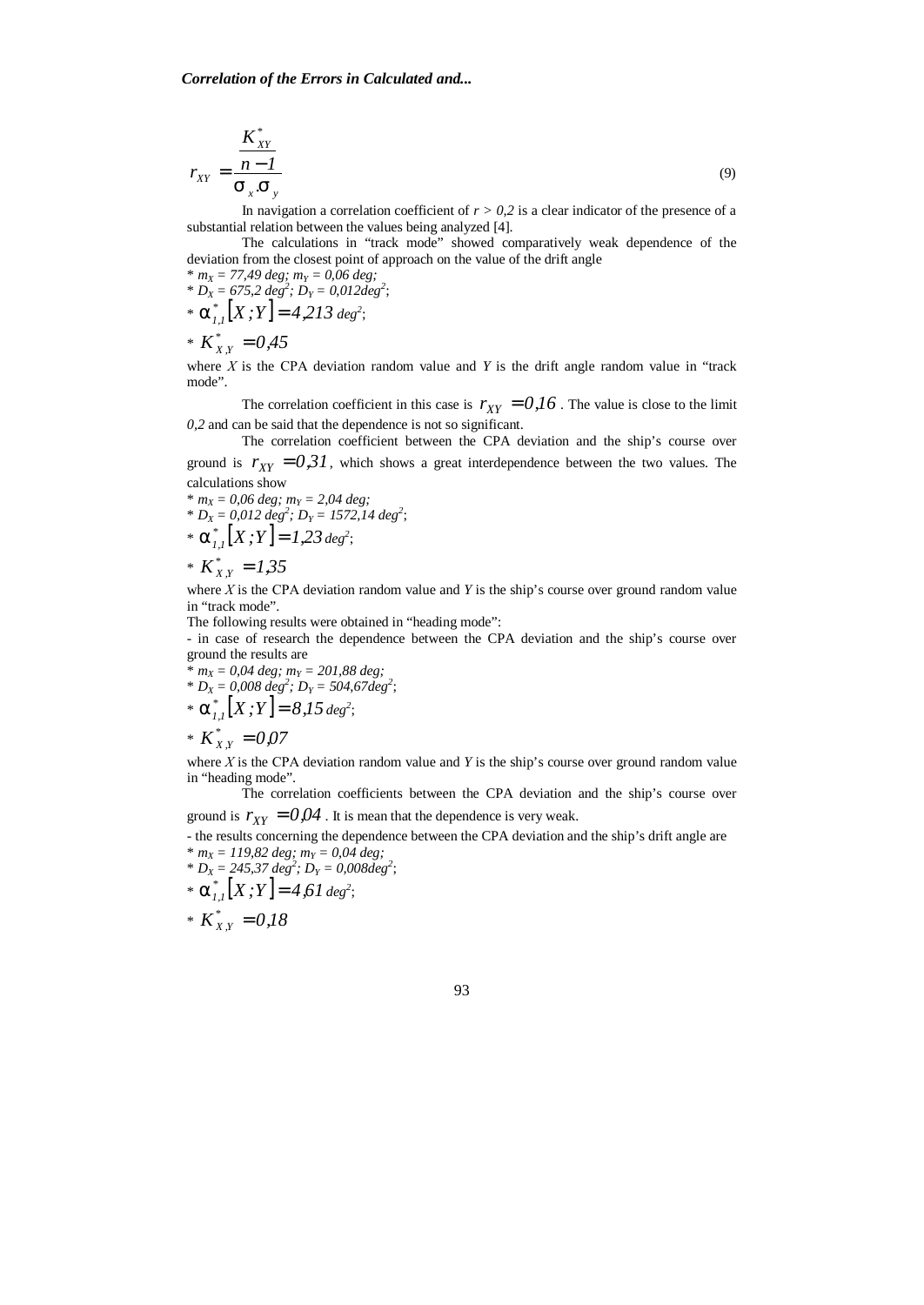$$r_{XY} = \frac{\frac{K^*_{XY}}{n-1}}{\sigma_x . \sigma_y} \quad (9)$$

In navigation a correlation coefficient of $r > 0{,}2$ is a clear indicator of the presence of a substantial relation between the values being analyzed [4].

The calculations in "track mode" showed comparatively weak dependence of the deviation from the closest point of approach on the value of the drift angle

* $m_X = 77{,}49$ *deg;* $m_Y = 0{,}06$ *deg;*
* $D_X = 675{,}2\ deg^2$; $D_Y = 0{,}012 deg^2$;
* $\alpha^*_{1,1}[X;Y] = 4{,}213\ deg^2$;
* $K^*_{X,Y} = 0{,}45$

where $X$ is the CPA deviation random value and $Y$ is the drift angle random value in "track mode".

The correlation coefficient in this case is $r_{XY} = 0{,}16$. The value is close to the limit $0{,}2$ and can be said that the dependence is not so significant.

The correlation coefficient between the CPA deviation and the ship's course over ground is $r_{XY} = 0{,}31$, which shows a great interdependence between the two values. The calculations show

* $m_X = 0{,}06$ *deg;* $m_Y = 2{,}04$ *deg;*
* $D_X = 0{,}012\ deg^2$; $D_Y = 1572{,}14\ deg^2$;
* $\alpha^*_{1,1}[X;Y] = 1{,}23\ deg^2$;
* $K^*_{X,Y} = 1{,}35$

where $X$ is the CPA deviation random value and $Y$ is the ship's course over ground random value in "track mode".

The following results were obtained in "heading mode":

- in case of research the dependence between the CPA deviation and the ship's course over ground the results are

* $m_X = 0{,}04$ *deg;* $m_Y = 201{,}88$ *deg;*
* $D_X = 0{,}008\ deg^2$; $D_Y = 504{,}67 deg^2$;
* $\alpha^*_{1,1}[X;Y] = 8{,}15\ deg^2$;
* $K^*_{X,Y} = 0{,}07$

where $X$ is the CPA deviation random value and $Y$ is the ship's course over ground random value in "heading mode".

The correlation coefficients between the CPA deviation and the ship's course over ground is $r_{XY} = 0{,}04$. It is mean that the dependence is very weak.

- the results concerning the dependence between the CPA deviation and the ship's drift angle are

* $m_X = 119{,}82$ *deg;* $m_Y = 0{,}04$ *deg;*
* $D_X = 245{,}37\ deg^2$; $D_Y = 0{,}008 deg^2$;
* $\alpha^*_{1,1}[X;Y] = 4{,}61\ deg^2$;
* $K^*_{X,Y} = 0{,}18$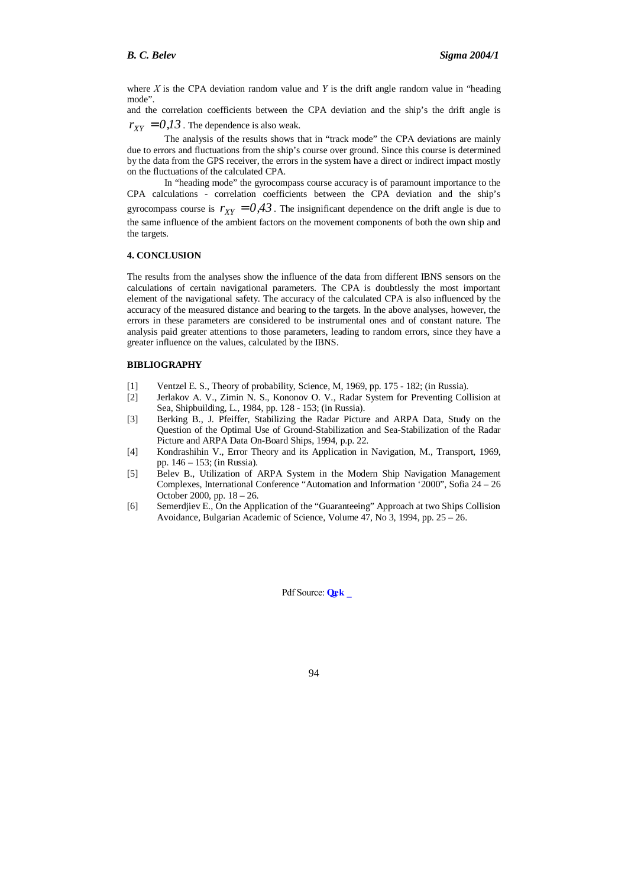where $X$ is the CPA deviation random value and $Y$ is the drift angle random value in "heading mode".
and the correlation coefficients between the CPA deviation and the ship's the drift angle is $r_{XY} = 0{,}13$. The dependence is also weak.

The analysis of the results shows that in "track mode" the CPA deviations are mainly due to errors and fluctuations from the ship's course over ground. Since this course is determined by the data from the GPS receiver, the errors in the system have a direct or indirect impact mostly on the fluctuations of the calculated CPA.

In "heading mode" the gyrocompass course accuracy is of paramount importance to the CPA calculations - correlation coefficients between the CPA deviation and the ship's gyrocompass course is $r_{XY} = 0{,}43$. The insignificant dependence on the drift angle is due to the same influence of the ambient factors on the movement components of both the own ship and the targets.

## 4. CONCLUSION

The results from the analyses show the influence of the data from different IBNS sensors on the calculations of certain navigational parameters. The CPA is doubtlessly the most important element of the navigational safety. The accuracy of the calculated CPA is also influenced by the accuracy of the measured distance and bearing to the targets. In the above analyses, however, the errors in these parameters are considered to be instrumental ones and of constant nature. The analysis paid greater attentions to those parameters, leading to random errors, since they have a greater influence on the values, calculated by the IBNS.

## BIBLIOGRAPHY

[1] Ventzel E. S., Theory of probability, Science, M, 1969, pp. 175 - 182; (in Russia).

[2] Jerlakov A. V., Zimin N. S., Kononov O. V., Radar System for Preventing Collision at Sea, Shipbuilding, L., 1984, pp. 128 - 153; (in Russia).

[3] Berking B., J. Pfeiffer, Stabilizing the Radar Picture and ARPA Data, Study on the Question of the Optimal Use of Ground-Stabilization and Sea-Stabilization of the Radar Picture and ARPA Data On-Board Ships, 1994, p.p. 22.

[4] Kondrashihin V., Error Theory and its Application in Navigation, M., Transport, 1969, pp. 146 – 153; (in Russia).

[5] Belev B., Utilization of ARPA System in the Modern Ship Navigation Management Complexes, International Conference "Automation and Information '2000", Sofia 24 – 26 October 2000, pp. 18 – 26.

[6] Semerdjiev E., On the Application of the "Guaranteeing" Approach at two Ships Collision Avoidance, Bulgarian Academic of Science, Volume 47, No 3, 1994, pp. 25 – 26.

Pdf Source: Qek _